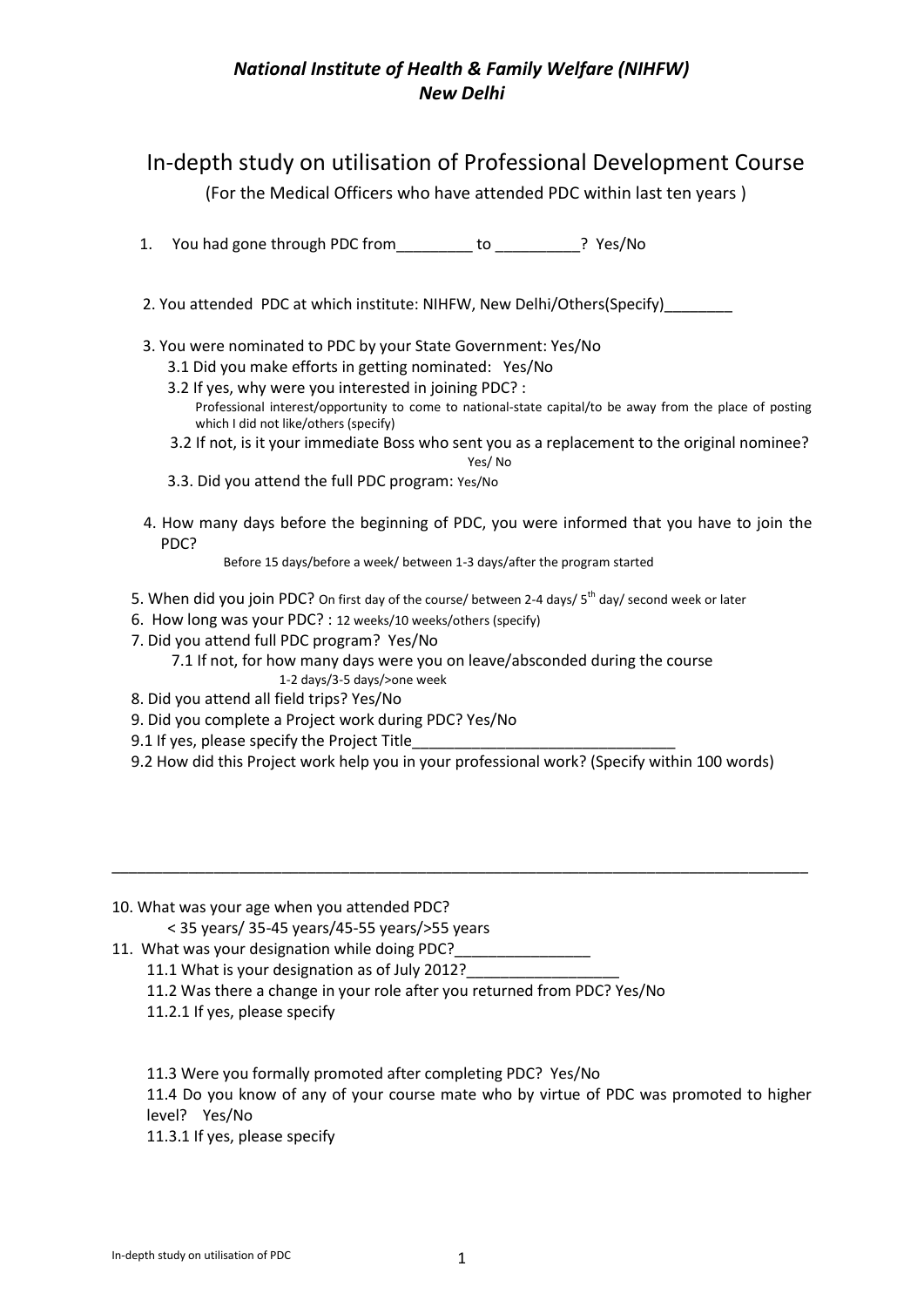***National Institute of Health & Family Welfare (NIHFW)***
***New Delhi***

# In-depth study on utilisation of Professional Development Course

(For the Medical Officers who have attended PDC within last ten years )

1. You had gone through PDC from_________ to __________? Yes/No

2. You attended PDC at which institute: NIHFW, New Delhi/Others(Specify)________

3. You were nominated to PDC by your State Government: Yes/No
   - 3.1 Did you make efforts in getting nominated: Yes/No
   - 3.2 If yes, why were you interested in joining PDC? :
     Professional interest/opportunity to come to national-state capital/to be away from the place of posting which I did not like/others (specify)
   - 3.2 If not, is it your immediate Boss who sent you as a replacement to the original nominee? Yes/ No
   - 3.3. Did you attend the full PDC program: Yes/No

4. How many days before the beginning of PDC, you were informed that you have to join the PDC?
   Before 15 days/before a week/ between 1-3 days/after the program started

5. When did you join PDC? On first day of the course/ between 2-4 days/ 5$^{th}$ day/ second week or later

6. How long was your PDC? : 12 weeks/10 weeks/others (specify)

7. Did you attend full PDC program? Yes/No
   - 7.1 If not, for how many days were you on leave/absconded during the course
     1-2 days/3-5 days/>one week

8. Did you attend all field trips? Yes/No

9. Did you complete a Project work during PDC? Yes/No

9.1 If yes, please specify the Project Title_______________________________

9.2 How did this Project work help you in your professional work? (Specify within 100 words)

_____________________________________________________________________________________

10. What was your age when you attended PDC?
    < 35 years/ 35-45 years/45-55 years/>55 years

11. What was your designation while doing PDC?________________
    - 11.1 What is your designation as of July 2012?__________________
    - 11.2 Was there a change in your role after you returned from PDC? Yes/No
    - 11.2.1 If yes, please specify

    - 11.3 Were you formally promoted after completing PDC? Yes/No
    - 11.4 Do you know of any of your course mate who by virtue of PDC was promoted to higher level? Yes/No
    - 11.3.1 If yes, please specify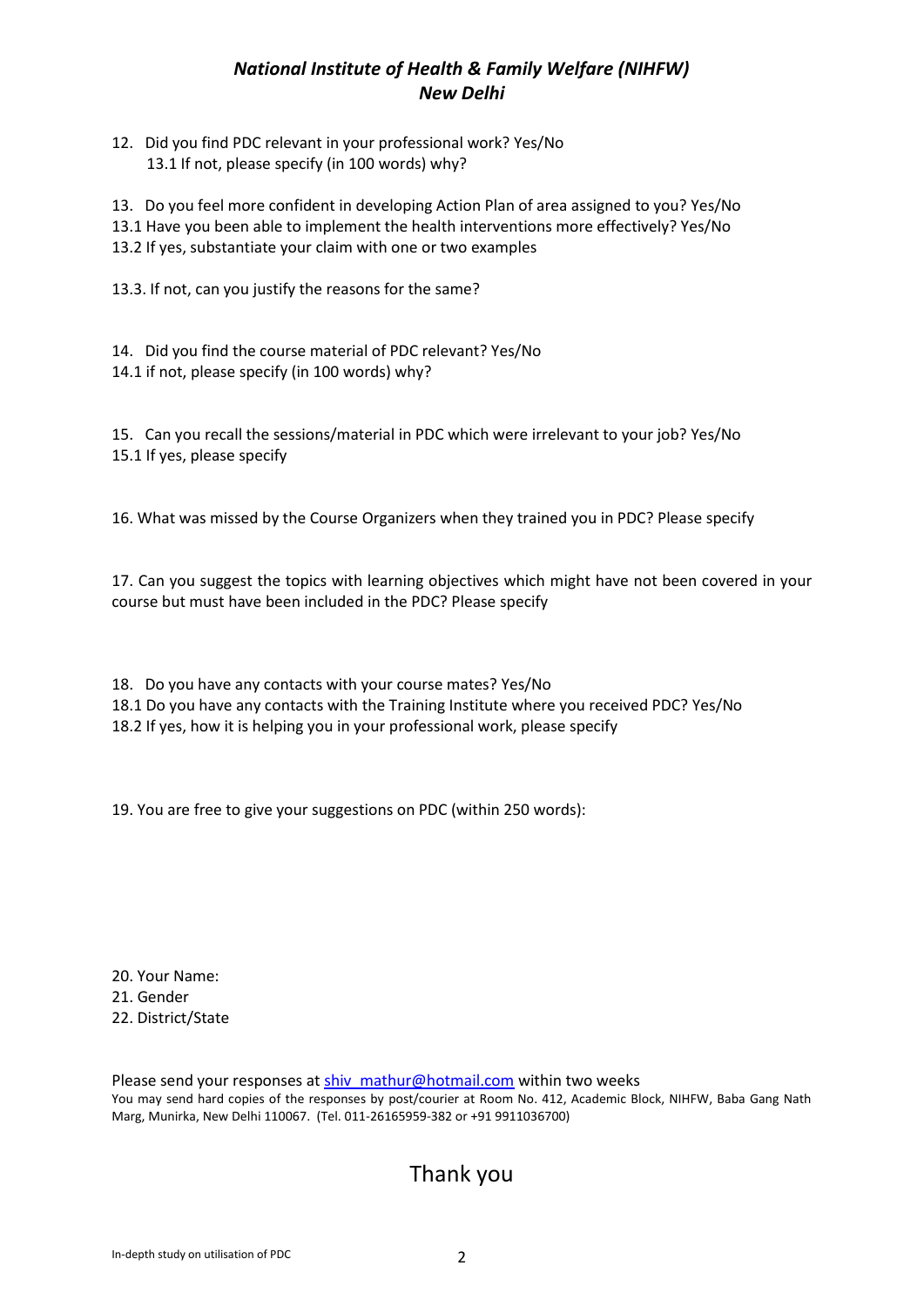## *National Institute of Health & Family Welfare (NIHFW)*
## *New Delhi*

12. Did you find PDC relevant in your professional work? Yes/No
    13.1 If not, please specify (in 100 words) why?

13. Do you feel more confident in developing Action Plan of area assigned to you? Yes/No

13.1 Have you been able to implement the health interventions more effectively? Yes/No

13.2 If yes, substantiate your claim with one or two examples

13.3. If not, can you justify the reasons for the same?

14. Did you find the course material of PDC relevant? Yes/No

14.1 if not, please specify (in 100 words) why?

15. Can you recall the sessions/material in PDC which were irrelevant to your job? Yes/No

15.1 If yes, please specify

16. What was missed by the Course Organizers when they trained you in PDC? Please specify

17. Can you suggest the topics with learning objectives which might have not been covered in your course but must have been included in the PDC? Please specify

18. Do you have any contacts with your course mates? Yes/No

18.1 Do you have any contacts with the Training Institute where you received PDC? Yes/No

18.2 If yes, how it is helping you in your professional work, please specify

19. You are free to give your suggestions on PDC (within 250 words):

20. Your Name:

21. Gender

22. District/State

Please send your responses at shiv_mathur@hotmail.com within two weeks

You may send hard copies of the responses by post/courier at Room No. 412, Academic Block, NIHFW, Baba Gang Nath Marg, Munirka, New Delhi 110067. (Tel. 011-26165959-382 or +91 9911036700)

Thank you